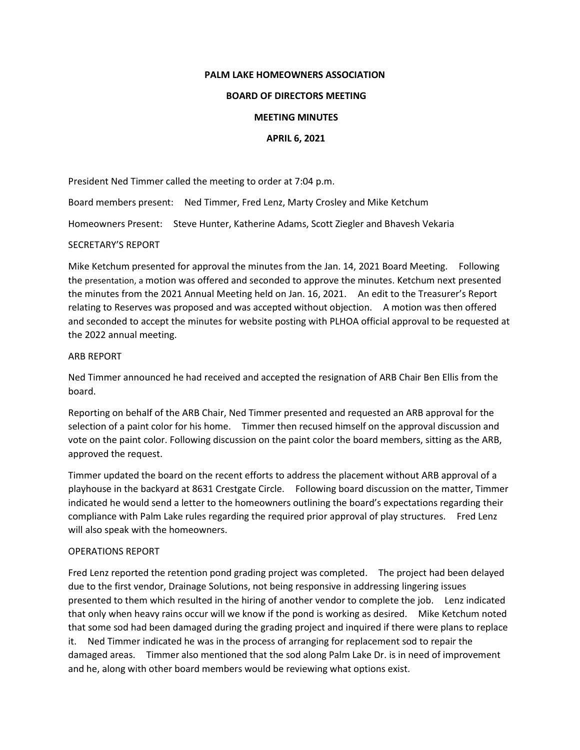# PALM LAKE HOMEOWNERS ASSOCIATION

## BOARD OF DIRECTORS MEETING

## MEETING MINUTES

## APRIL 6, 2021

President Ned Timmer called the meeting to order at 7:04 p.m.

Board members present: Ned Timmer, Fred Lenz, Marty Crosley and Mike Ketchum

Homeowners Present: Steve Hunter, Katherine Adams, Scott Ziegler and Bhavesh Vekaria

### SECRETARY'S REPORT

Mike Ketchum presented for approval the minutes from the Jan. 14, 2021 Board Meeting. Following the presentation, a motion was offered and seconded to approve the minutes. Ketchum next presented the minutes from the 2021 Annual Meeting held on Jan. 16, 2021. An edit to the Treasurer's Report relating to Reserves was proposed and was accepted without objection. A motion was then offered and seconded to accept the minutes for website posting with PLHOA official approval to be requested at the 2022 annual meeting.

### ARB REPORT

Ned Timmer announced he had received and accepted the resignation of ARB Chair Ben Ellis from the board.

Reporting on behalf of the ARB Chair, Ned Timmer presented and requested an ARB approval for the selection of a paint color for his home. Timmer then recused himself on the approval discussion and vote on the paint color. Following discussion on the paint color the board members, sitting as the ARB, approved the request.

Timmer updated the board on the recent efforts to address the placement without ARB approval of a playhouse in the backyard at 8631 Crestgate Circle. Following board discussion on the matter, Timmer indicated he would send a letter to the homeowners outlining the board's expectations regarding their compliance with Palm Lake rules regarding the required prior approval of play structures. Fred Lenz will also speak with the homeowners.

### OPERATIONS REPORT

Fred Lenz reported the retention pond grading project was completed. The project had been delayed due to the first vendor, Drainage Solutions, not being responsive in addressing lingering issues presented to them which resulted in the hiring of another vendor to complete the job. Lenz indicated that only when heavy rains occur will we know if the pond is working as desired. Mike Ketchum noted that some sod had been damaged during the grading project and inquired if there were plans to replace it. Ned Timmer indicated he was in the process of arranging for replacement sod to repair the damaged areas. Timmer also mentioned that the sod along Palm Lake Dr. is in need of improvement and he, along with other board members would be reviewing what options exist.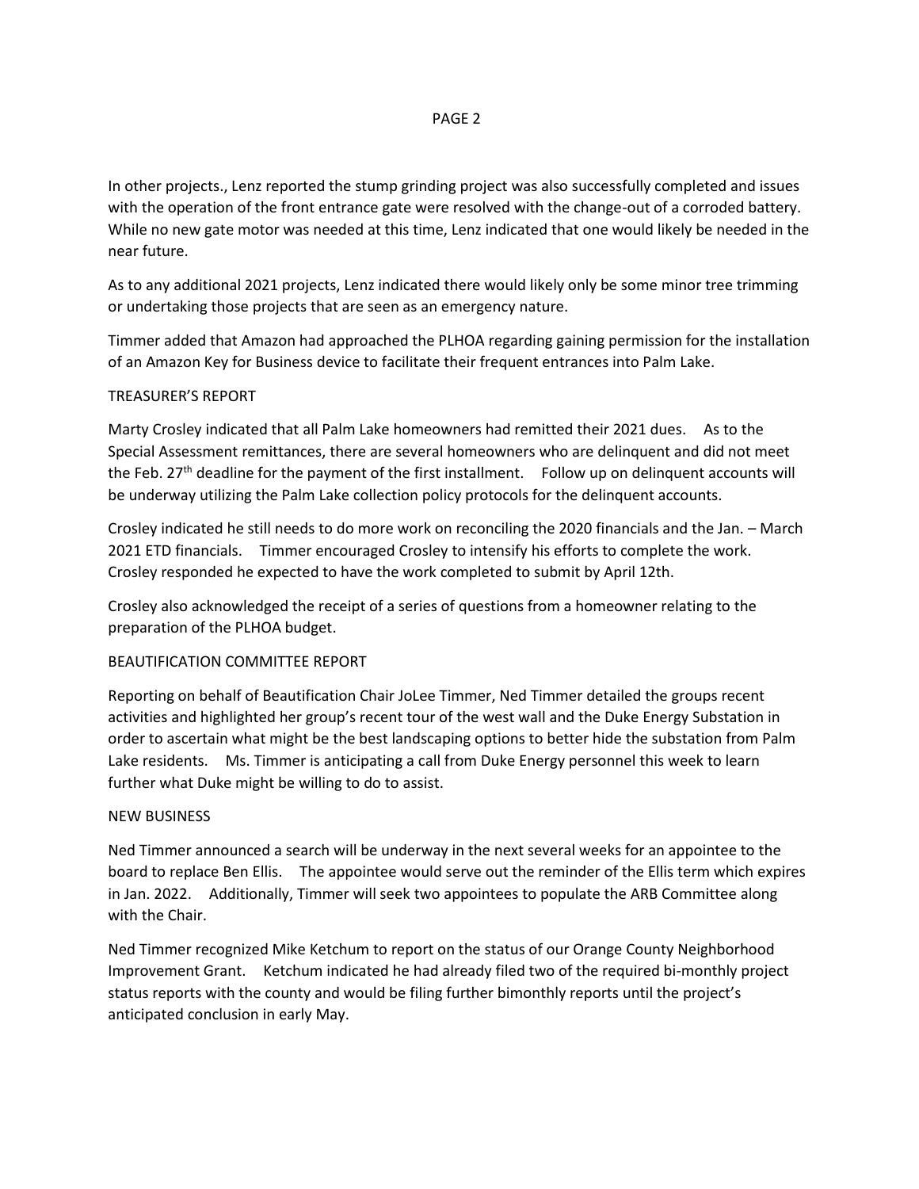In other projects., Lenz reported the stump grinding project was also successfully completed and issues with the operation of the front entrance gate were resolved with the change-out of a corroded battery. While no new gate motor was needed at this time, Lenz indicated that one would likely be needed in the near future.

As to any additional 2021 projects, Lenz indicated there would likely only be some minor tree trimming or undertaking those projects that are seen as an emergency nature.

Timmer added that Amazon had approached the PLHOA regarding gaining permission for the installation of an Amazon Key for Business device to facilitate their frequent entrances into Palm Lake.

## TREASURER'S REPORT

Marty Crosley indicated that all Palm Lake homeowners had remitted their 2021 dues. As to the Special Assessment remittances, there are several homeowners who are delinquent and did not meet the Feb. 27th deadline for the payment of the first installment. Follow up on delinquent accounts will be underway utilizing the Palm Lake collection policy protocols for the delinquent accounts.

Crosley indicated he still needs to do more work on reconciling the 2020 financials and the Jan. – March 2021 ETD financials. Timmer encouraged Crosley to intensify his efforts to complete the work. Crosley responded he expected to have the work completed to submit by April 12th.

Crosley also acknowledged the receipt of a series of questions from a homeowner relating to the preparation of the PLHOA budget.

## BEAUTIFICATION COMMITTEE REPORT

Reporting on behalf of Beautification Chair JoLee Timmer, Ned Timmer detailed the groups recent activities and highlighted her group's recent tour of the west wall and the Duke Energy Substation in order to ascertain what might be the best landscaping options to better hide the substation from Palm Lake residents. Ms. Timmer is anticipating a call from Duke Energy personnel this week to learn further what Duke might be willing to do to assist.

## NEW BUSINESS

Ned Timmer announced a search will be underway in the next several weeks for an appointee to the board to replace Ben Ellis. The appointee would serve out the reminder of the Ellis term which expires in Jan. 2022. Additionally, Timmer will seek two appointees to populate the ARB Committee along with the Chair.

Ned Timmer recognized Mike Ketchum to report on the status of our Orange County Neighborhood Improvement Grant. Ketchum indicated he had already filed two of the required bi-monthly project status reports with the county and would be filing further bimonthly reports until the project's anticipated conclusion in early May.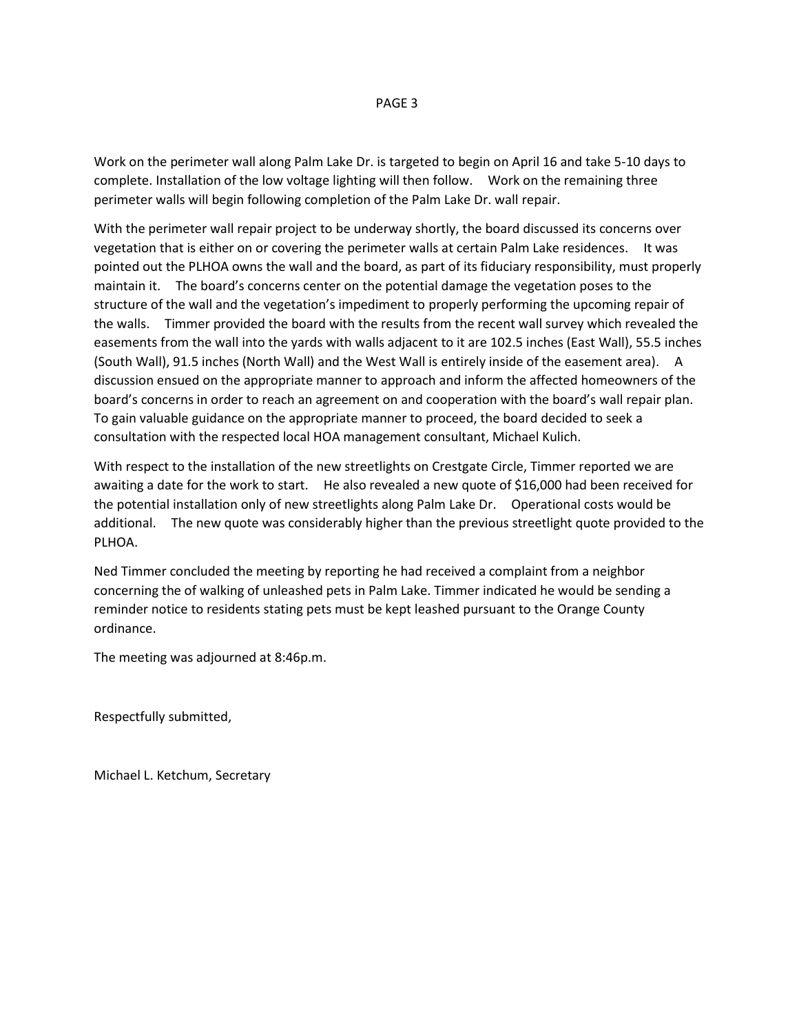Work on the perimeter wall along Palm Lake Dr. is targeted to begin on April 16 and take 5-10 days to complete. Installation of the low voltage lighting will then follow. Work on the remaining three perimeter walls will begin following completion of the Palm Lake Dr. wall repair.

With the perimeter wall repair project to be underway shortly, the board discussed its concerns over vegetation that is either on or covering the perimeter walls at certain Palm Lake residences. It was pointed out the PLHOA owns the wall and the board, as part of its fiduciary responsibility, must properly maintain it. The board's concerns center on the potential damage the vegetation poses to the structure of the wall and the vegetation's impediment to properly performing the upcoming repair of the walls. Timmer provided the board with the results from the recent wall survey which revealed the easements from the wall into the yards with walls adjacent to it are 102.5 inches (East Wall), 55.5 inches (South Wall), 91.5 inches (North Wall) and the West Wall is entirely inside of the easement area). A discussion ensued on the appropriate manner to approach and inform the affected homeowners of the board's concerns in order to reach an agreement on and cooperation with the board's wall repair plan. To gain valuable guidance on the appropriate manner to proceed, the board decided to seek a consultation with the respected local HOA management consultant, Michael Kulich.

With respect to the installation of the new streetlights on Crestgate Circle, Timmer reported we are awaiting a date for the work to start. He also revealed a new quote of $16,000 had been received for the potential installation only of new streetlights along Palm Lake Dr. Operational costs would be additional. The new quote was considerably higher than the previous streetlight quote provided to the PLHOA.

Ned Timmer concluded the meeting by reporting he had received a complaint from a neighbor concerning the of walking of unleashed pets in Palm Lake. Timmer indicated he would be sending a reminder notice to residents stating pets must be kept leashed pursuant to the Orange County ordinance.

The meeting was adjourned at 8:46p.m.

Respectfully submitted,

Michael L. Ketchum, Secretary